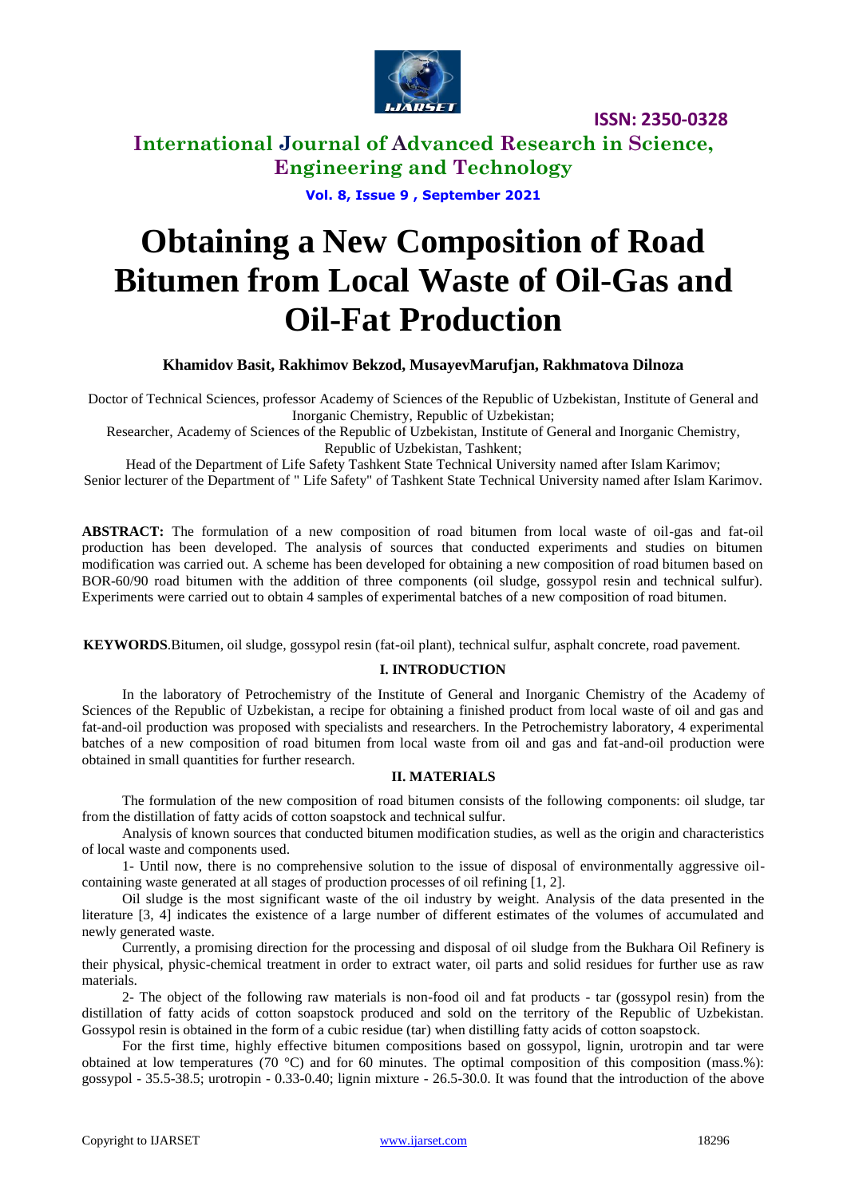# Obtaining a New Composition of Road Bitumen from Local Waste of Oil-Gas and Oil-Fat Production

**Khamidov Basit, Rakhimov Bekzod, MusayevMarufjan, Rakhmatova Dilnoza**

Doctor of Technical Sciences, professor Academy of Sciences of the Republic of Uzbekistan, Institute of General and Inorganic Chemistry, Republic of Uzbekistan;

Researcher, Academy of Sciences of the Republic of Uzbekistan, Institute of General and Inorganic Chemistry, Republic of Uzbekistan, Tashkent;

Head of the Department of Life Safety Tashkent State Technical University named after Islam Karimov;

Senior lecturer of the Department of " Life Safety" of Tashkent State Technical University named after Islam Karimov.

**ABSTRACT:** The formulation of a new composition of road bitumen from local waste of oil-gas and fat-oil production has been developed. The analysis of sources that conducted experiments and studies on bitumen modification was carried out. A scheme has been developed for obtaining a new composition of road bitumen based on BOR-60/90 road bitumen with the addition of three components (oil sludge, gossypol resin and technical sulfur). Experiments were carried out to obtain 4 samples of experimental batches of a new composition of road bitumen.

**KEYWORDS**.Bitumen, oil sludge, gossypol resin (fat-oil plant), technical sulfur, asphalt concrete, road pavement.

## I. INTRODUCTION

In the laboratory of Petrochemistry of the Institute of General and Inorganic Chemistry of the Academy of Sciences of the Republic of Uzbekistan, a recipe for obtaining a finished product from local waste of oil and gas and fat-and-oil production was proposed with specialists and researchers. In the Petrochemistry laboratory, 4 experimental batches of a new composition of road bitumen from local waste from oil and gas and fat-and-oil production were obtained in small quantities for further research.

## II. MATERIALS

The formulation of the new composition of road bitumen consists of the following components: oil sludge, tar from the distillation of fatty acids of cotton soapstock and technical sulfur.

Analysis of known sources that conducted bitumen modification studies, as well as the origin and characteristics of local waste and components used.

1- Until now, there is no comprehensive solution to the issue of disposal of environmentally aggressive oil-containing waste generated at all stages of production processes of oil refining [1, 2].

Oil sludge is the most significant waste of the oil industry by weight. Analysis of the data presented in the literature [3, 4] indicates the existence of a large number of different estimates of the volumes of accumulated and newly generated waste.

Currently, a promising direction for the processing and disposal of oil sludge from the Bukhara Oil Refinery is their physical, physic-chemical treatment in order to extract water, oil parts and solid residues for further use as raw materials.

2- The object of the following raw materials is non-food oil and fat products - tar (gossypol resin) from the distillation of fatty acids of cotton soapstock produced and sold on the territory of the Republic of Uzbekistan. Gossypol resin is obtained in the form of a cubic residue (tar) when distilling fatty acids of cotton soapstock.

For the first time, highly effective bitumen compositions based on gossypol, lignin, urotropin and tar were obtained at low temperatures (70 °C) and for 60 minutes. The optimal composition of this composition (mass.%): gossypol - 35.5-38.5; urotropin - 0.33-0.40; lignin mixture - 26.5-30.0. It was found that the introduction of the above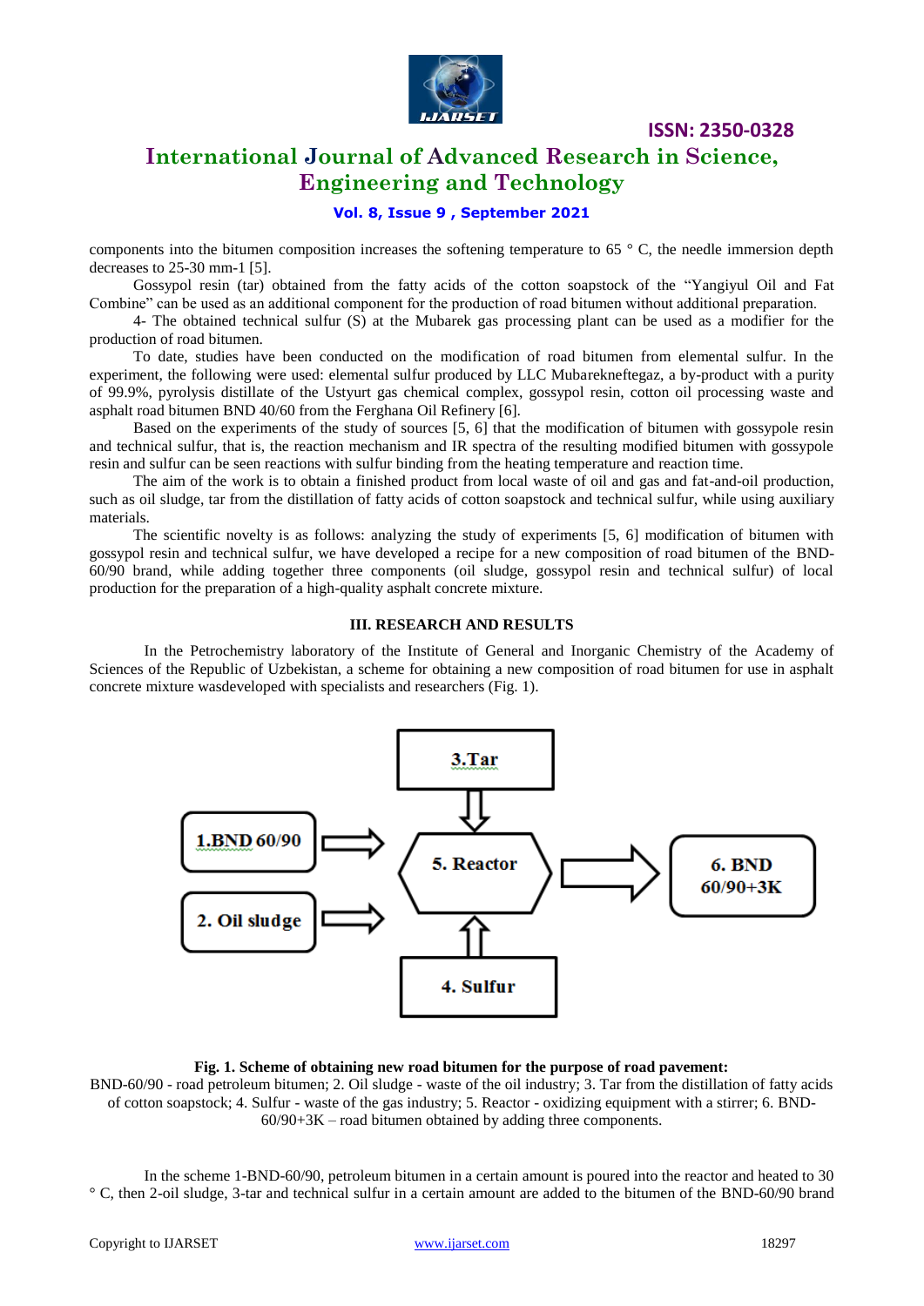components into the bitumen composition increases the softening temperature to 65 ° C, the needle immersion depth decreases to 25-30 mm-1 [5].

Gossypol resin (tar) obtained from the fatty acids of the cotton soapstock of the "Yangiyul Oil and Fat Combine" can be used as an additional component for the production of road bitumen without additional preparation.

4- The obtained technical sulfur (S) at the Mubarek gas processing plant can be used as a modifier for the production of road bitumen.

To date, studies have been conducted on the modification of road bitumen from elemental sulfur. In the experiment, the following were used: elemental sulfur produced by LLC Mubarekneftegaz, a by-product with a purity of 99.9%, pyrolysis distillate of the Ustyurt gas chemical complex, gossypol resin, cotton oil processing waste and asphalt road bitumen BND 40/60 from the Ferghana Oil Refinery [6].

Based on the experiments of the study of sources [5, 6] that the modification of bitumen with gossypole resin and technical sulfur, that is, the reaction mechanism and IR spectra of the resulting modified bitumen with gossypole resin and sulfur can be seen reactions with sulfur binding from the heating temperature and reaction time.

The aim of the work is to obtain a finished product from local waste of oil and gas and fat-and-oil production, such as oil sludge, tar from the distillation of fatty acids of cotton soapstock and technical sulfur, while using auxiliary materials.

The scientific novelty is as follows: analyzing the study of experiments [5, 6] modification of bitumen with gossypol resin and technical sulfur, we have developed a recipe for a new composition of road bitumen of the BND-60/90 brand, while adding together three components (oil sludge, gossypol resin and technical sulfur) of local production for the preparation of a high-quality asphalt concrete mixture.

## III. RESEARCH AND RESULTS

In the Petrochemistry laboratory of the Institute of General and Inorganic Chemistry of the Academy of Sciences of the Republic of Uzbekistan, a scheme for obtaining a new composition of road bitumen for use in asphalt concrete mixture wasdeveloped with specialists and researchers (Fig. 1).

3.Tar

1.BND 60/90

2. Oil sludge

5. Reactor

6. BND 60/90+3K

4. Sulfur

**Fig. 1. Scheme of obtaining new road bitumen for the purpose of road pavement:**
BND-60/90 - road petroleum bitumen; 2. Oil sludge - waste of the oil industry; 3. Tar from the distillation of fatty acids of cotton soapstock; 4. Sulfur - waste of the gas industry; 5. Reactor - oxidizing equipment with a stirrer; 6. BND-60/90+3K – road bitumen obtained by adding three components.

In the scheme 1-BND-60/90, petroleum bitumen in a certain amount is poured into the reactor and heated to 30 ° C, then 2-oil sludge, 3-tar and technical sulfur in a certain amount are added to the bitumen of the BND-60/90 brand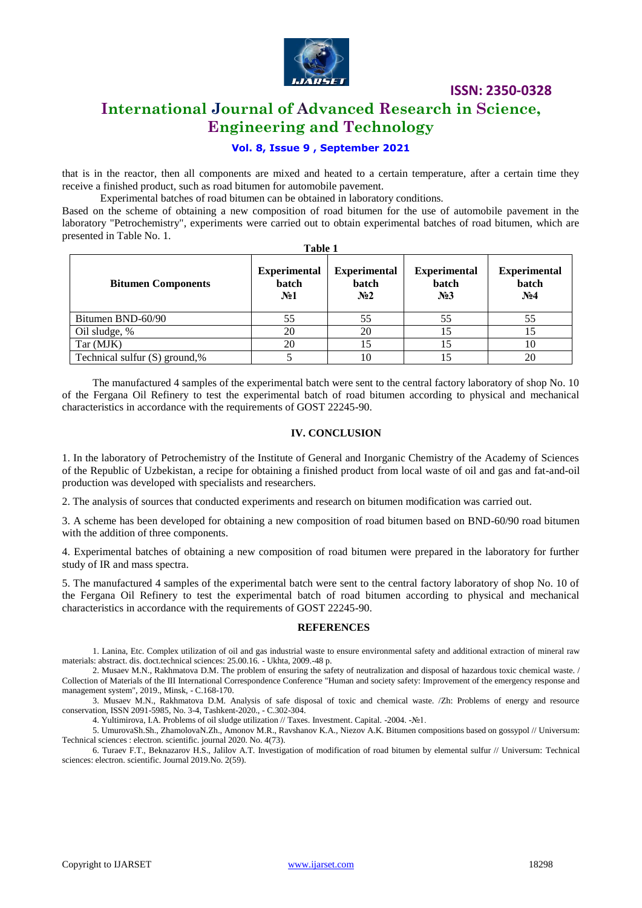that is in the reactor, then all components are mixed and heated to a certain temperature, after a certain time they receive a finished product, such as road bitumen for automobile pavement.

Experimental batches of road bitumen can be obtained in laboratory conditions.

Based on the scheme of obtaining a new composition of road bitumen for the use of automobile pavement in the laboratory "Petrochemistry", experiments were carried out to obtain experimental batches of road bitumen, which are presented in Table No. 1.

**Table 1**

| Bitumen Components | Experimental batch №1 | Experimental batch №2 | Experimental batch №3 | Experimental batch №4 |
|---|---|---|---|---|
| Bitumen BND-60/90 | 55 | 55 | 55 | 55 |
| Oil sludge, % | 20 | 20 | 15 | 15 |
| Tar (MJK) | 20 | 15 | 15 | 10 |
| Technical sulfur (S) ground,% | 5 | 10 | 15 | 20 |

The manufactured 4 samples of the experimental batch were sent to the central factory laboratory of shop No. 10 of the Fergana Oil Refinery to test the experimental batch of road bitumen according to physical and mechanical characteristics in accordance with the requirements of GOST 22245-90.

## IV. CONCLUSION

1. In the laboratory of Petrochemistry of the Institute of General and Inorganic Chemistry of the Academy of Sciences of the Republic of Uzbekistan, a recipe for obtaining a finished product from local waste of oil and gas and fat-and-oil production was developed with specialists and researchers.

2. The analysis of sources that conducted experiments and research on bitumen modification was carried out.

3. A scheme has been developed for obtaining a new composition of road bitumen based on BND-60/90 road bitumen with the addition of three components.

4. Experimental batches of obtaining a new composition of road bitumen were prepared in the laboratory for further study of IR and mass spectra.

5. The manufactured 4 samples of the experimental batch were sent to the central factory laboratory of shop No. 10 of the Fergana Oil Refinery to test the experimental batch of road bitumen according to physical and mechanical characteristics in accordance with the requirements of GOST 22245-90.

## REFERENCES

1. Lanina, Etc. Complex utilization of oil and gas industrial waste to ensure environmental safety and additional extraction of mineral raw materials: abstract. dis. doct.technical sciences: 25.00.16. - Ukhta, 2009.-48 p.

2. Musaev M.N., Rakhmatova D.M. The problem of ensuring the safety of neutralization and disposal of hazardous toxic chemical waste. / Collection of Materials of the III International Correspondence Conference "Human and society safety: Improvement of the emergency response and management system", 2019., Minsk, - C.168-170.

3. Musaev M.N., Rakhmatova D.M. Analysis of safe disposal of toxic and chemical waste. /Zh: Problems of energy and resource conservation, ISSN 2091-5985, No. 3-4, Tashkent-2020., - C.302-304.

4. Yultimirova, I.A. Problems of oil sludge utilization // Taxes. Investment. Capital. -2004. -№1.

5. UmurovaSh.Sh., ZhamolovaN.Zh., Amonov M.R., Ravshanov K.A., Niezov A.K. Bitumen compositions based on gossypol // Universum: Technical sciences : electron. scientific. journal 2020. No. 4(73).

6. Turaev F.T., Beknazarov H.S., Jalilov A.T. Investigation of modification of road bitumen by elemental sulfur // Universum: Technical sciences: electron. scientific. Journal 2019.No. 2(59).